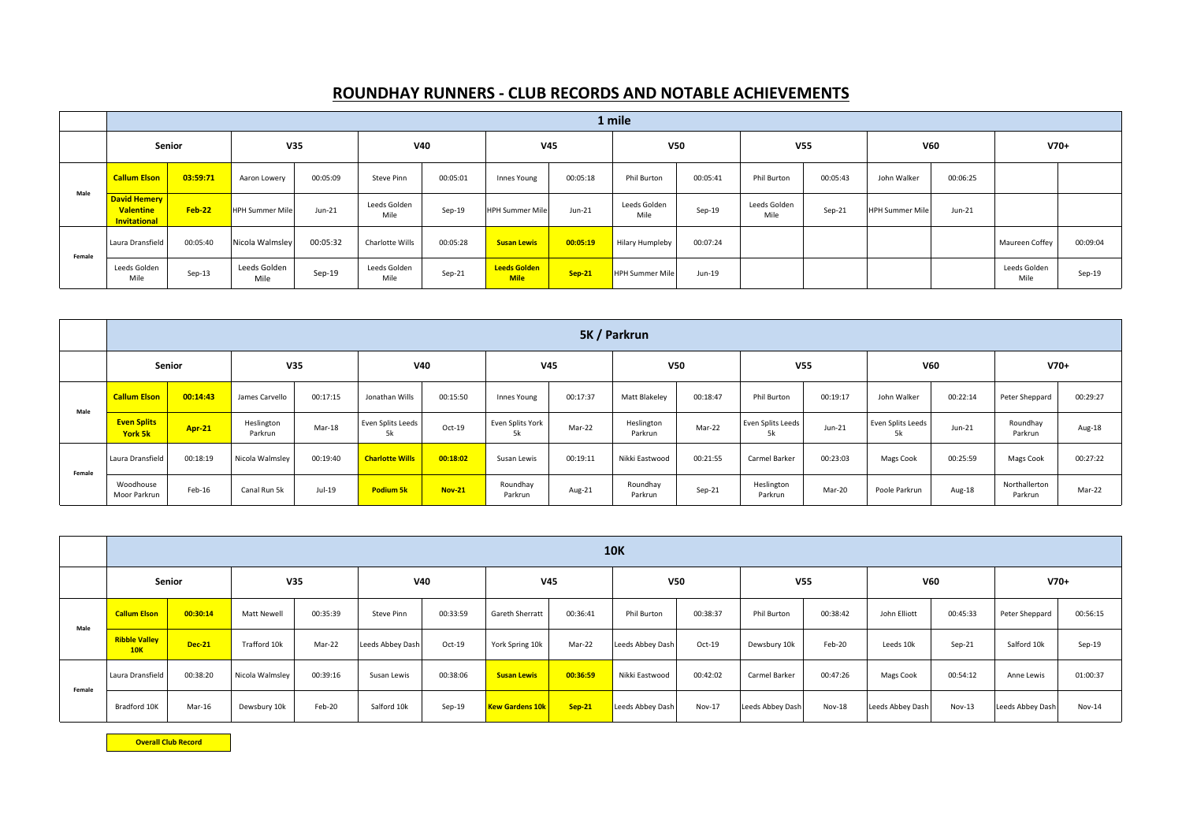# ROUNDHAY RUNNERS - CLUB RECORDS AND NOTABLE ACHIEVEMENTS

| | 1 mile | | | | | | | | | | | | | | | |
|---|---|---|---|---|---|---|---|---|---|---|---|---|---|---|---|---|
| | Senior | | V35 | | V40 | | V45 | | V50 | | V55 | | V60 | | V70+ | |
| Male | **Callum Elson** | **03:59:71** | Aaron Lowery | 00:05:09 | Steve Pinn | 00:05:01 | Innes Young | 00:05:18 | Phil Burton | 00:05:41 | Phil Burton | 00:05:43 | John Walker | 00:06:25 | | |
| | **David Hemery Valentine Invitational** | **Feb-22** | HPH Summer Mile | Jun-21 | Leeds Golden Mile | Sep-19 | HPH Summer Mile | Jun-21 | Leeds Golden Mile | Sep-19 | Leeds Golden Mile | Sep-21 | HPH Summer Mile | Jun-21 | | |
| Female | Laura Dransfield | 00:05:40 | Nicola Walmsley | 00:05:32 | Charlotte Wills | 00:05:28 | **Susan Lewis** | **00:05:19** | Hilary Humpleby | 00:07:24 | | | | | Maureen Coffey | 00:09:04 |
| | Leeds Golden Mile | Sep-13 | Leeds Golden Mile | Sep-19 | Leeds Golden Mile | Sep-21 | **Leeds Golden Mile** | **Sep-21** | HPH Summer Mile | Jun-19 | | | | | Leeds Golden Mile | Sep-19 |

| | 5K / Parkrun | | | | | | | | | | | | | | | |
|---|---|---|---|---|---|---|---|---|---|---|---|---|---|---|---|---|
| | Senior | | V35 | | V40 | | V45 | | V50 | | V55 | | V60 | | V70+ | |
| Male | **Callum Elson** | **00:14:43** | James Carvello | 00:17:15 | Jonathan Wills | 00:15:50 | Innes Young | 00:17:37 | Matt Blakeley | 00:18:47 | Phil Burton | 00:19:17 | John Walker | 00:22:14 | Peter Sheppard | 00:29:27 |
| | **Even Splits York 5k** | **Apr-21** | Heslington Parkrun | Mar-18 | Even Splits Leeds 5k | Oct-19 | Even Splits York 5k | Mar-22 | Heslington Parkrun | Mar-22 | Even Splits Leeds 5k | Jun-21 | Even Splits Leeds 5k | Jun-21 | Roundhay Parkrun | Aug-18 |
| Female | Laura Dransfield | 00:18:19 | Nicola Walmsley | 00:19:40 | **Charlotte Wills** | **00:18:02** | Susan Lewis | 00:19:11 | Nikki Eastwood | 00:21:55 | Carmel Barker | 00:23:03 | Mags Cook | 00:25:59 | Mags Cook | 00:27:22 |
| | Woodhouse Moor Parkrun | Feb-16 | Canal Run 5k | Jul-19 | **Podium 5k** | **Nov-21** | Roundhay Parkrun | Aug-21 | Roundhay Parkrun | Sep-21 | Heslington Parkrun | Mar-20 | Poole Parkrun | Aug-18 | Northallerton Parkrun | Mar-22 |

| | 10K | | | | | | | | | | | | | | | |
|---|---|---|---|---|---|---|---|---|---|---|---|---|---|---|---|---|
| | Senior | | V35 | | V40 | | V45 | | V50 | | V55 | | V60 | | V70+ | |
| Male | **Callum Elson** | **00:30:14** | Matt Newell | 00:35:39 | Steve Pinn | 00:33:59 | Gareth Sherratt | 00:36:41 | Phil Burton | 00:38:37 | Phil Burton | 00:38:42 | John Elliott | 00:45:33 | Peter Sheppard | 00:56:15 |
| | **Ribble Valley 10K** | **Dec-21** | Trafford 10k | Mar-22 | Leeds Abbey Dash | Oct-19 | York Spring 10k | Mar-22 | Leeds Abbey Dash | Oct-19 | Dewsbury 10k | Feb-20 | Leeds 10k | Sep-21 | Salford 10k | Sep-19 |
| Female | Laura Dransfield | 00:38:20 | Nicola Walmsley | 00:39:16 | Susan Lewis | 00:38:06 | **Susan Lewis** | **00:36:59** | Nikki Eastwood | 00:42:02 | Carmel Barker | 00:47:26 | Mags Cook | 00:54:12 | Anne Lewis | 01:00:37 |
| | Bradford 10K | Mar-16 | Dewsbury 10k | Feb-20 | Salford 10k | Sep-19 | **Kew Gardens 10k** | **Sep-21** | Leeds Abbey Dash | Nov-17 | Leeds Abbey Dash | Nov-18 | Leeds Abbey Dash | Nov-13 | Leeds Abbey Dash | Nov-14 |

**Overall Club Record**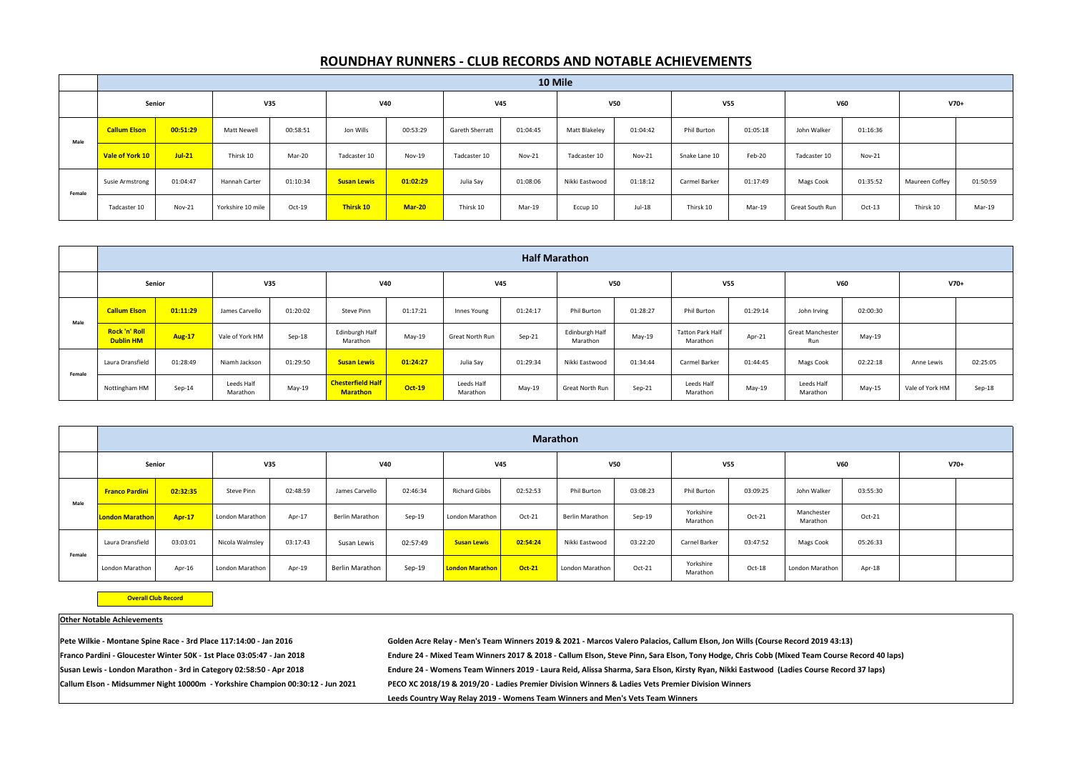# ROUNDHAY RUNNERS - CLUB RECORDS AND NOTABLE ACHIEVEMENTS

| | 10 Mile | | | | | | | | | | | | | | | |
|---|---|---|---|---|---|---|---|---|---|---|---|---|---|---|---|---|
| | Senior | | V35 | | V40 | | V45 | | V50 | | V55 | | V60 | | V70+ | |
| Male | **Callum Elson** | **00:51:29** | Matt Newell | 00:58:51 | Jon Wills | 00:53:29 | Gareth Sherratt | 01:04:45 | Matt Blakeley | 01:04:42 | Phil Burton | 01:05:18 | John Walker | 01:16:36 | | |
| | **Vale of York 10** | **Jul-21** | Thirsk 10 | Mar-20 | Tadcaster 10 | Nov-19 | Tadcaster 10 | Nov-21 | Tadcaster 10 | Nov-21 | Snake Lane 10 | Feb-20 | Tadcaster 10 | Nov-21 | | |
| Female | Susie Armstrong | 01:04:47 | Hannah Carter | 01:10:34 | **Susan Lewis** | **01:02:29** | Julia Say | 01:08:06 | Nikki Eastwood | 01:18:12 | Carmel Barker | 01:17:49 | Mags Cook | 01:35:52 | Maureen Coffey | 01:50:59 |
| | Tadcaster 10 | Nov-21 | Yorkshire 10 mile | Oct-19 | **Thirsk 10** | **Mar-20** | Thirsk 10 | Mar-19 | Eccup 10 | Jul-18 | Thirsk 10 | Mar-19 | Great South Run | Oct-13 | Thirsk 10 | Mar-19 |

| | Half Marathon | | | | | | | | | | | | | | | |
|---|---|---|---|---|---|---|---|---|---|---|---|---|---|---|---|---|
| | Senior | | V35 | | V40 | | V45 | | V50 | | V55 | | V60 | | V70+ | |
| Male | **Callum Elson** | **01:11:29** | James Carvello | 01:20:02 | Steve Pinn | 01:17:21 | Innes Young | 01:24:17 | Phil Burton | 01:28:27 | Phil Burton | 01:29:14 | John Irving | 02:00:30 | | |
| | **Rock 'n' Roll Dublin HM** | **Aug-17** | Vale of York HM | Sep-18 | Edinburgh Half Marathon | May-19 | Great North Run | Sep-21 | Edinburgh Half Marathon | May-19 | Tatton Park Half Marathon | Apr-21 | Great Manchester Run | May-19 | | |
| Female | Laura Dransfield | 01:28:49 | Niamh Jackson | 01:29:50 | **Susan Lewis** | **01:24:27** | Julia Say | 01:29:34 | Nikki Eastwood | 01:34:44 | Carmel Barker | 01:44:45 | Mags Cook | 02:22:18 | Anne Lewis | 02:25:05 |
| | Nottingham HM | Sep-14 | Leeds Half Marathon | May-19 | **Chesterfield Half Marathon** | **Oct-19** | Leeds Half Marathon | May-19 | Great North Run | Sep-21 | Leeds Half Marathon | May-19 | Leeds Half Marathon | May-15 | Vale of York HM | Sep-18 |

| | Marathon | | | | | | | | | | | | | | | |
|---|---|---|---|---|---|---|---|---|---|---|---|---|---|---|---|---|
| | Senior | | V35 | | V40 | | V45 | | V50 | | V55 | | V60 | | V70+ | |
| Male | **Franco Pardini** | **02:32:35** | Steve Pinn | 02:48:59 | James Carvello | 02:46:34 | Richard Gibbs | 02:52:53 | Phil Burton | 03:08:23 | Phil Burton | 03:09:25 | John Walker | 03:55:30 | | |
| | **London Marathon** | **Apr-17** | London Marathon | Apr-17 | Berlin Marathon | Sep-19 | London Marathon | Oct-21 | Berlin Marathon | Sep-19 | Yorkshire Marathon | Oct-21 | Manchester Marathon | Oct-21 | | |
| Female | Laura Dransfield | 03:03:01 | Nicola Walmsley | 03:17:43 | Susan Lewis | 02:57:49 | **Susan Lewis** | **02:54:24** | Nikki Eastwood | 03:22:20 | Carmel Barker | 03:47:52 | Mags Cook | 05:26:33 | | |
| | London Marathon | Apr-16 | London Marathon | Apr-19 | Berlin Marathon | Sep-19 | **London Marathon** | **Oct-21** | London Marathon | Oct-21 | Yorkshire Marathon | Oct-18 | London Marathon | Apr-18 | | |

**Overall Club Record**

**Other Notable Achievements**

**Pete Wilkie - Montane Spine Race - 3rd Place 117:14:00 - Jan 2016**

**Franco Pardini - Gloucester Winter 50K - 1st Place 03:05:47 - Jan 2018**

**Susan Lewis - London Marathon - 3rd in Category 02:58:50 - Apr 2018**

**Callum Elson - Midsummer Night 10000m - Yorkshire Champion 00:30:12 - Jun 2021**

**Golden Acre Relay - Men's Team Winners 2019 & 2021 - Marcos Valero Palacios, Callum Elson, Jon Wills (Course Record 2019 43:13)**

**Endure 24 - Mixed Team Winners 2017 & 2018 - Callum Elson, Steve Pinn, Sara Elson, Tony Hodge, Chris Cobb (Mixed Team Course Record 40 laps)**

**Endure 24 - Womens Team Winners 2019 - Laura Reid, Alissa Sharma, Sara Elson, Kirsty Ryan, Nikki Eastwood (Ladies Course Record 37 laps)**

**PECO XC 2018/19 & 2019/20 - Ladies Premier Division Winners & Ladies Vets Premier Division Winners**

**Leeds Country Way Relay 2019 - Womens Team Winners and Men's Vets Team Winners**